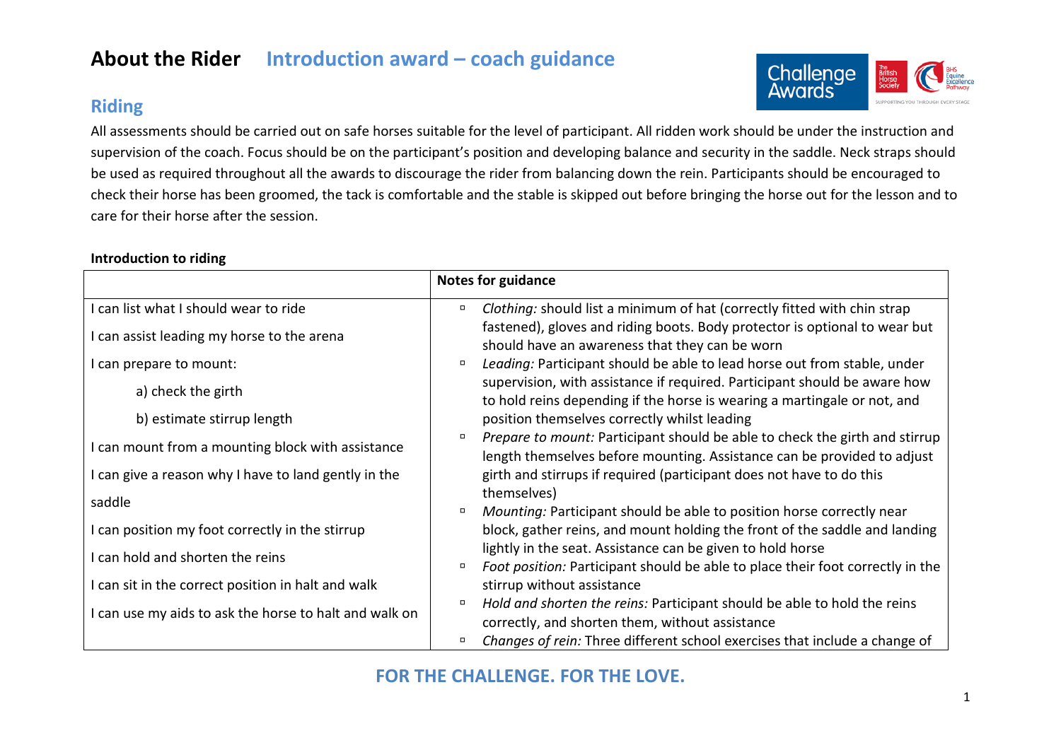# About the Rider   Introduction award – coach guidance

## Riding

All assessments should be carried out on safe horses suitable for the level of participant. All ridden work should be under the instruction and supervision of the coach. Focus should be on the participant's position and developing balance and security in the saddle. Neck straps should be used as required throughout all the awards to discourage the rider from balancing down the rein. Participants should be encouraged to check their horse has been groomed, the tack is comfortable and the stable is skipped out before bringing the horse out for the lesson and to care for their horse after the session.

**Introduction to riding**

| | Notes for guidance |
|---|---|
| I can list what I should wear to ride<br><br>I can assist leading my horse to the arena<br><br>I can prepare to mount:<br>a) check the girth<br>b) estimate stirrup length<br><br>I can mount from a mounting block with assistance<br><br>I can give a reason why I have to land gently in the saddle<br><br>I can position my foot correctly in the stirrup<br><br>I can hold and shorten the reins<br><br>I can sit in the correct position in halt and walk<br><br>I can use my aids to ask the horse to halt and walk on | ▫ *Clothing:* should list a minimum of hat (correctly fitted with chin strap fastened), gloves and riding boots. Body protector is optional to wear but should have an awareness that they can be worn<br>▫ *Leading:* Participant should be able to lead horse out from stable, under supervision, with assistance if required. Participant should be aware how to hold reins depending if the horse is wearing a martingale or not, and position themselves correctly whilst leading<br>▫ *Prepare to mount:* Participant should be able to check the girth and stirrup length themselves before mounting. Assistance can be provided to adjust girth and stirrups if required (participant does not have to do this themselves)<br>▫ *Mounting:* Participant should be able to position horse correctly near block, gather reins, and mount holding the front of the saddle and landing lightly in the seat. Assistance can be given to hold horse<br>▫ *Foot position:* Participant should be able to place their foot correctly in the stirrup without assistance<br>▫ *Hold and shorten the reins:* Participant should be able to hold the reins correctly, and shorten them, without assistance<br>▫ *Changes of rein:* Three different school exercises that include a change of |

**FOR THE CHALLENGE. FOR THE LOVE.**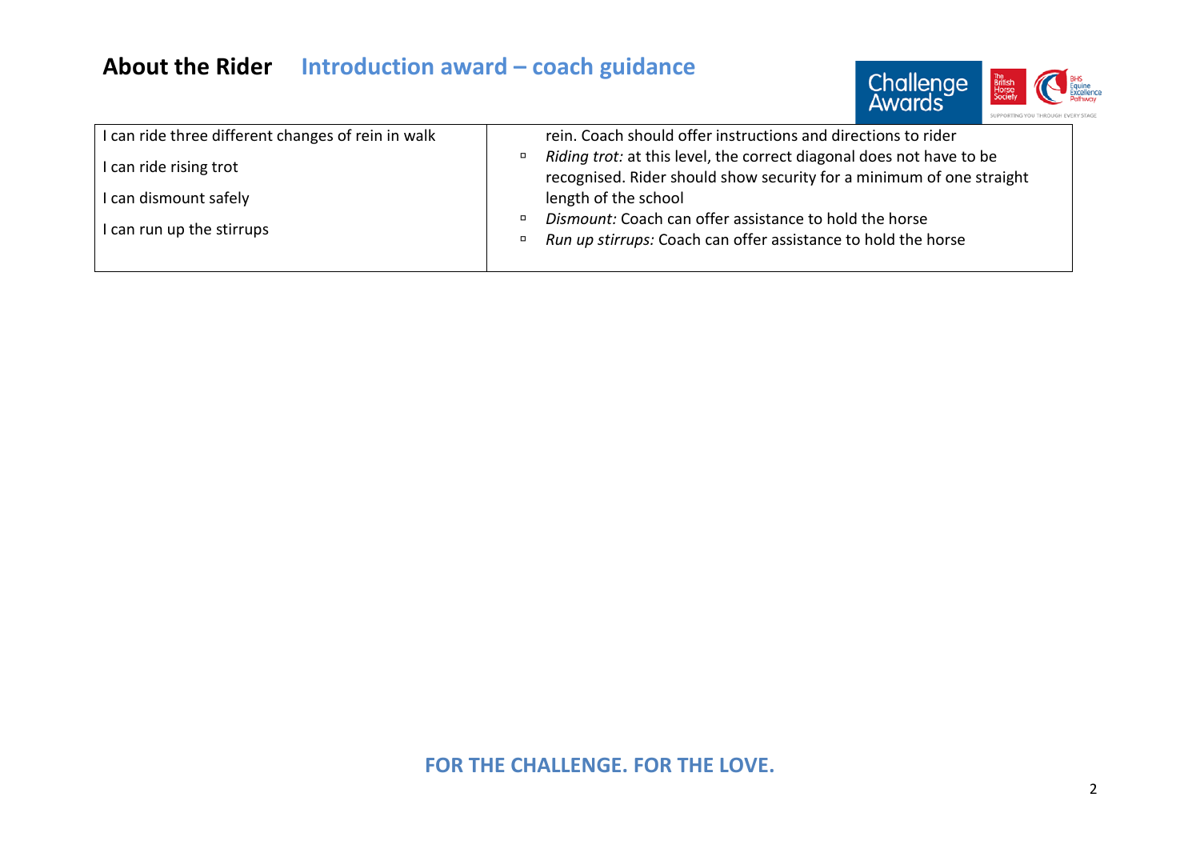## About the Rider    Introduction award – coach guidance

| | |
|---|---|
| I can ride three different changes of rein in walk<br><br>I can ride rising trot<br><br>I can dismount safely<br><br>I can run up the stirrups | rein. Coach should offer instructions and directions to rider<br>- *Riding trot:* at this level, the correct diagonal does not have to be recognised. Rider should show security for a minimum of one straight length of the school<br>- *Dismount:* Coach can offer assistance to hold the horse<br>- *Run up stirrups:* Coach can offer assistance to hold the horse |

**FOR THE CHALLENGE. FOR THE LOVE.**